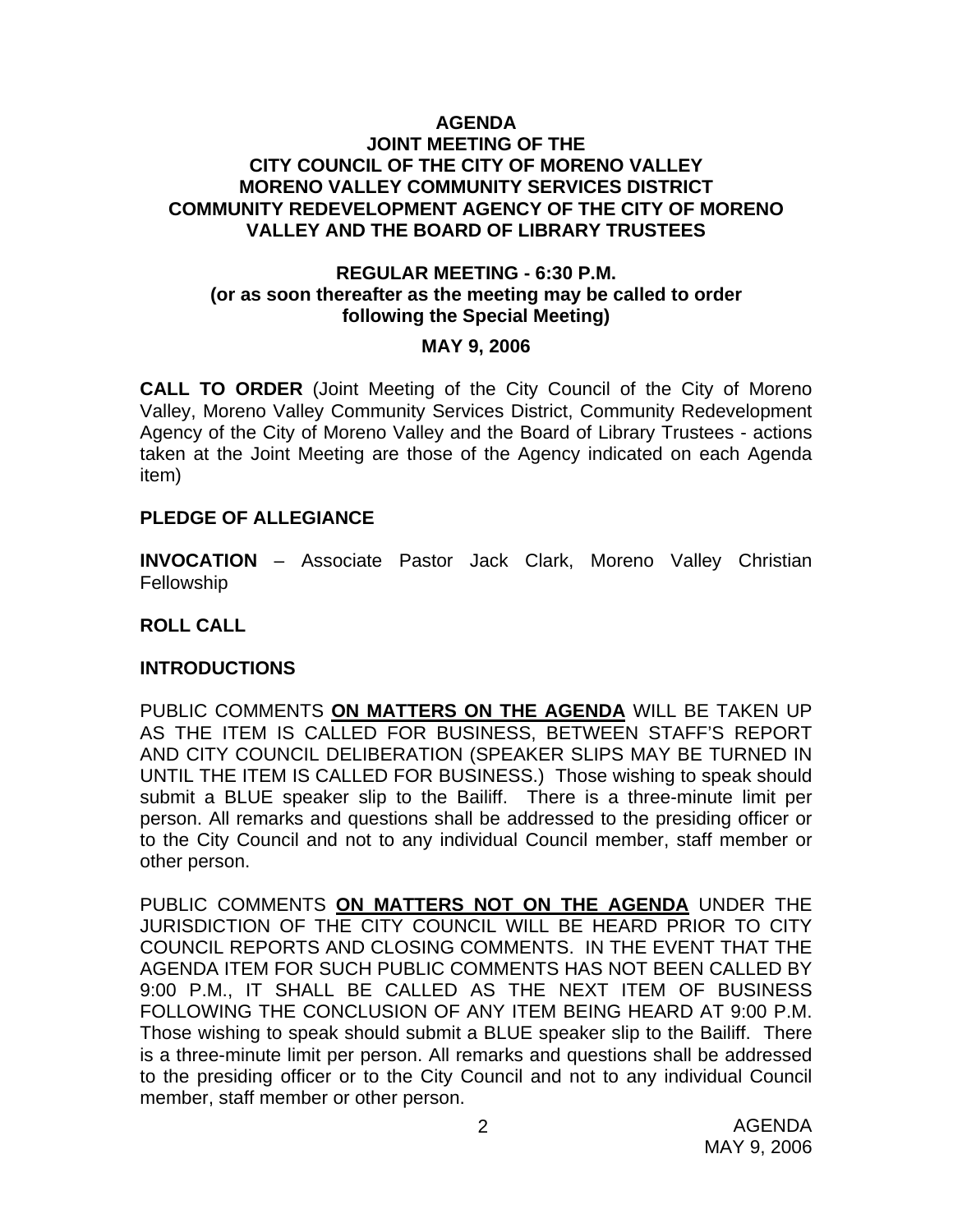# AGENDA
## JOINT MEETING OF THE CITY COUNCIL OF THE CITY OF MORENO VALLEY MORENO VALLEY COMMUNITY SERVICES DISTRICT COMMUNITY REDEVELOPMENT AGENCY OF THE CITY OF MORENO VALLEY AND THE BOARD OF LIBRARY TRUSTEES

### REGULAR MEETING - 6:30 P.M.
### (or as soon thereafter as the meeting may be called to order following the Special Meeting)

### MAY 9, 2006

**CALL TO ORDER** (Joint Meeting of the City Council of the City of Moreno Valley, Moreno Valley Community Services District, Community Redevelopment Agency of the City of Moreno Valley and the Board of Library Trustees - actions taken at the Joint Meeting are those of the Agency indicated on each Agenda item)

**PLEDGE OF ALLEGIANCE**

**INVOCATION** – Associate Pastor Jack Clark, Moreno Valley Christian Fellowship

**ROLL CALL**

**INTRODUCTIONS**

PUBLIC COMMENTS **ON MATTERS ON THE AGENDA** WILL BE TAKEN UP AS THE ITEM IS CALLED FOR BUSINESS, BETWEEN STAFF'S REPORT AND CITY COUNCIL DELIBERATION (SPEAKER SLIPS MAY BE TURNED IN UNTIL THE ITEM IS CALLED FOR BUSINESS.) Those wishing to speak should submit a BLUE speaker slip to the Bailiff. There is a three-minute limit per person. All remarks and questions shall be addressed to the presiding officer or to the City Council and not to any individual Council member, staff member or other person.

PUBLIC COMMENTS **ON MATTERS NOT ON THE AGENDA** UNDER THE JURISDICTION OF THE CITY COUNCIL WILL BE HEARD PRIOR TO CITY COUNCIL REPORTS AND CLOSING COMMENTS. IN THE EVENT THAT THE AGENDA ITEM FOR SUCH PUBLIC COMMENTS HAS NOT BEEN CALLED BY 9:00 P.M., IT SHALL BE CALLED AS THE NEXT ITEM OF BUSINESS FOLLOWING THE CONCLUSION OF ANY ITEM BEING HEARD AT 9:00 P.M. Those wishing to speak should submit a BLUE speaker slip to the Bailiff. There is a three-minute limit per person. All remarks and questions shall be addressed to the presiding officer or to the City Council and not to any individual Council member, staff member or other person.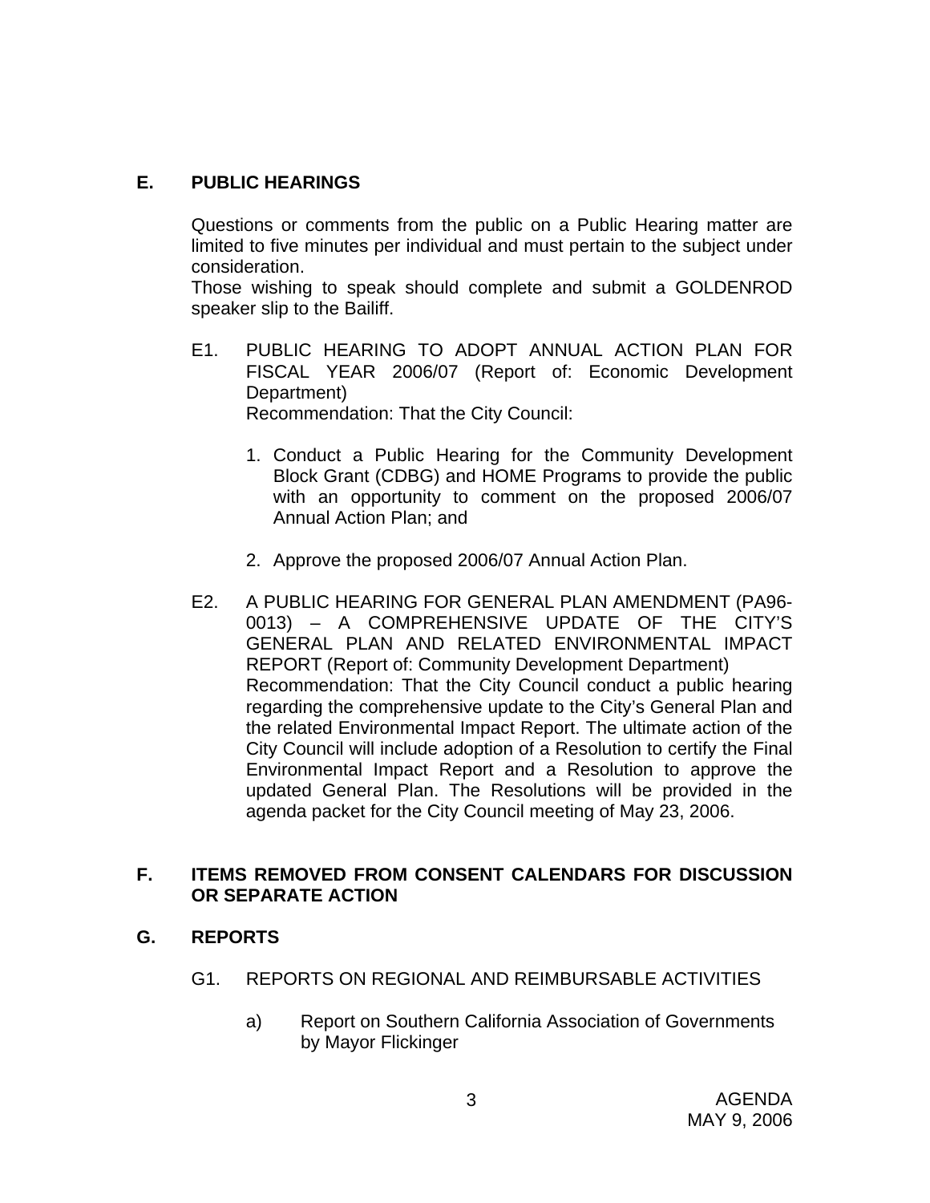## E. PUBLIC HEARINGS

Questions or comments from the public on a Public Hearing matter are limited to five minutes per individual and must pertain to the subject under consideration.
Those wishing to speak should complete and submit a GOLDENROD speaker slip to the Bailiff.

E1. PUBLIC HEARING TO ADOPT ANNUAL ACTION PLAN FOR FISCAL YEAR 2006/07 (Report of: Economic Development Department)
Recommendation: That the City Council:

1. Conduct a Public Hearing for the Community Development Block Grant (CDBG) and HOME Programs to provide the public with an opportunity to comment on the proposed 2006/07 Annual Action Plan; and

2. Approve the proposed 2006/07 Annual Action Plan.

E2. A PUBLIC HEARING FOR GENERAL PLAN AMENDMENT (PA96-0013) – A COMPREHENSIVE UPDATE OF THE CITY'S GENERAL PLAN AND RELATED ENVIRONMENTAL IMPACT REPORT (Report of: Community Development Department)
Recommendation: That the City Council conduct a public hearing regarding the comprehensive update to the City's General Plan and the related Environmental Impact Report. The ultimate action of the City Council will include adoption of a Resolution to certify the Final Environmental Impact Report and a Resolution to approve the updated General Plan. The Resolutions will be provided in the agenda packet for the City Council meeting of May 23, 2006.

## F. ITEMS REMOVED FROM CONSENT CALENDARS FOR DISCUSSION OR SEPARATE ACTION

## G. REPORTS

G1. REPORTS ON REGIONAL AND REIMBURSABLE ACTIVITIES

a) Report on Southern California Association of Governments by Mayor Flickinger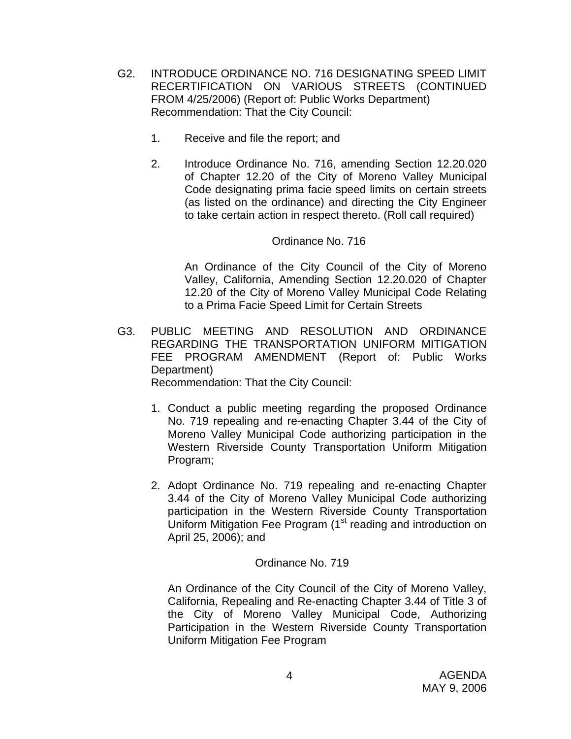G2. INTRODUCE ORDINANCE NO. 716 DESIGNATING SPEED LIMIT RECERTIFICATION ON VARIOUS STREETS (CONTINUED FROM 4/25/2006) (Report of: Public Works Department)
Recommendation: That the City Council:

1. Receive and file the report; and

2. Introduce Ordinance No. 716, amending Section 12.20.020 of Chapter 12.20 of the City of Moreno Valley Municipal Code designating prima facie speed limits on certain streets (as listed on the ordinance) and directing the City Engineer to take certain action in respect thereto. (Roll call required)

Ordinance No. 716

An Ordinance of the City Council of the City of Moreno Valley, California, Amending Section 12.20.020 of Chapter 12.20 of the City of Moreno Valley Municipal Code Relating to a Prima Facie Speed Limit for Certain Streets

G3. PUBLIC MEETING AND RESOLUTION AND ORDINANCE REGARDING THE TRANSPORTATION UNIFORM MITIGATION FEE PROGRAM AMENDMENT (Report of: Public Works Department)
Recommendation: That the City Council:

1. Conduct a public meeting regarding the proposed Ordinance No. 719 repealing and re-enacting Chapter 3.44 of the City of Moreno Valley Municipal Code authorizing participation in the Western Riverside County Transportation Uniform Mitigation Program;

2. Adopt Ordinance No. 719 repealing and re-enacting Chapter 3.44 of the City of Moreno Valley Municipal Code authorizing participation in the Western Riverside County Transportation Uniform Mitigation Fee Program (1st reading and introduction on April 25, 2006); and

Ordinance No. 719

An Ordinance of the City Council of the City of Moreno Valley, California, Repealing and Re-enacting Chapter 3.44 of Title 3 of the City of Moreno Valley Municipal Code, Authorizing Participation in the Western Riverside County Transportation Uniform Mitigation Fee Program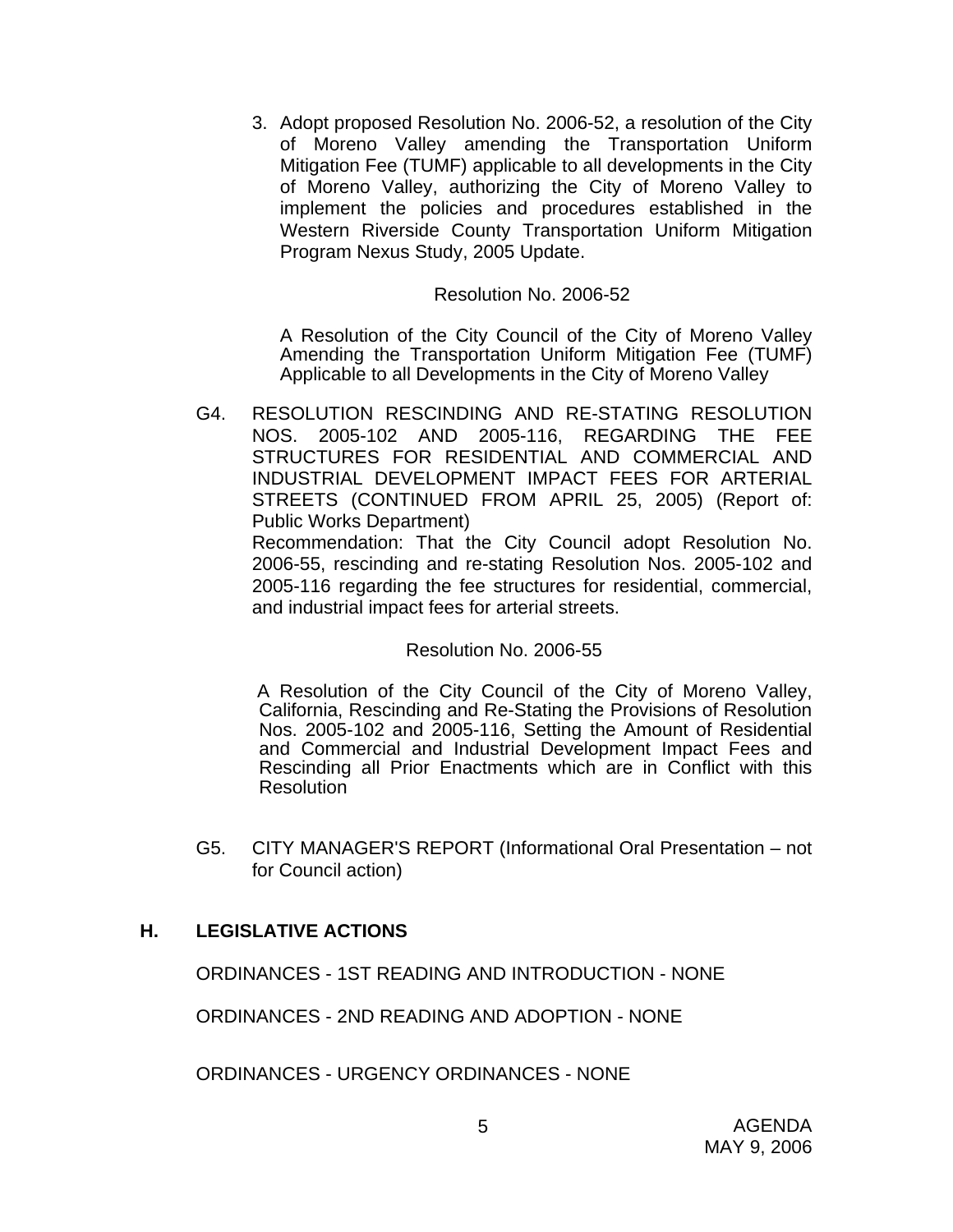3. Adopt proposed Resolution No. 2006-52, a resolution of the City of Moreno Valley amending the Transportation Uniform Mitigation Fee (TUMF) applicable to all developments in the City of Moreno Valley, authorizing the City of Moreno Valley to implement the policies and procedures established in the Western Riverside County Transportation Uniform Mitigation Program Nexus Study, 2005 Update.

Resolution No. 2006-52

A Resolution of the City Council of the City of Moreno Valley Amending the Transportation Uniform Mitigation Fee (TUMF) Applicable to all Developments in the City of Moreno Valley

G4. RESOLUTION RESCINDING AND RE-STATING RESOLUTION NOS. 2005-102 AND 2005-116, REGARDING THE FEE STRUCTURES FOR RESIDENTIAL AND COMMERCIAL AND INDUSTRIAL DEVELOPMENT IMPACT FEES FOR ARTERIAL STREETS (CONTINUED FROM APRIL 25, 2005) (Report of: Public Works Department)

Recommendation: That the City Council adopt Resolution No. 2006-55, rescinding and re-stating Resolution Nos. 2005-102 and 2005-116 regarding the fee structures for residential, commercial, and industrial impact fees for arterial streets.

Resolution No. 2006-55

A Resolution of the City Council of the City of Moreno Valley, California, Rescinding and Re-Stating the Provisions of Resolution Nos. 2005-102 and 2005-116, Setting the Amount of Residential and Commercial and Industrial Development Impact Fees and Rescinding all Prior Enactments which are in Conflict with this Resolution

G5. CITY MANAGER'S REPORT (Informational Oral Presentation – not for Council action)

## H. LEGISLATIVE ACTIONS

ORDINANCES - 1ST READING AND INTRODUCTION - NONE

ORDINANCES - 2ND READING AND ADOPTION - NONE

ORDINANCES - URGENCY ORDINANCES - NONE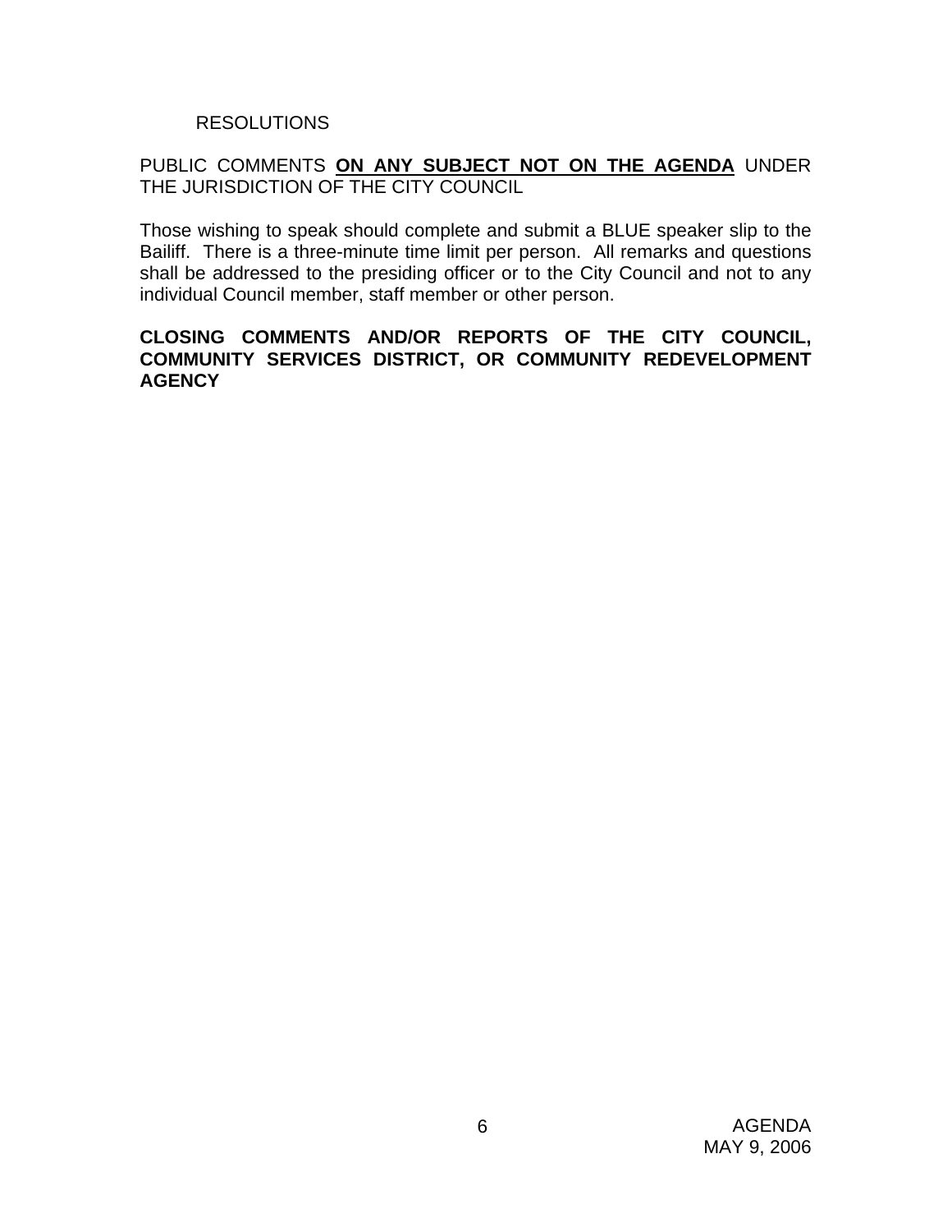RESOLUTIONS

PUBLIC COMMENTS **ON ANY SUBJECT NOT ON THE AGENDA** UNDER THE JURISDICTION OF THE CITY COUNCIL

Those wishing to speak should complete and submit a BLUE speaker slip to the Bailiff. There is a three-minute time limit per person. All remarks and questions shall be addressed to the presiding officer or to the City Council and not to any individual Council member, staff member or other person.

**CLOSING COMMENTS AND/OR REPORTS OF THE CITY COUNCIL, COMMUNITY SERVICES DISTRICT, OR COMMUNITY REDEVELOPMENT AGENCY**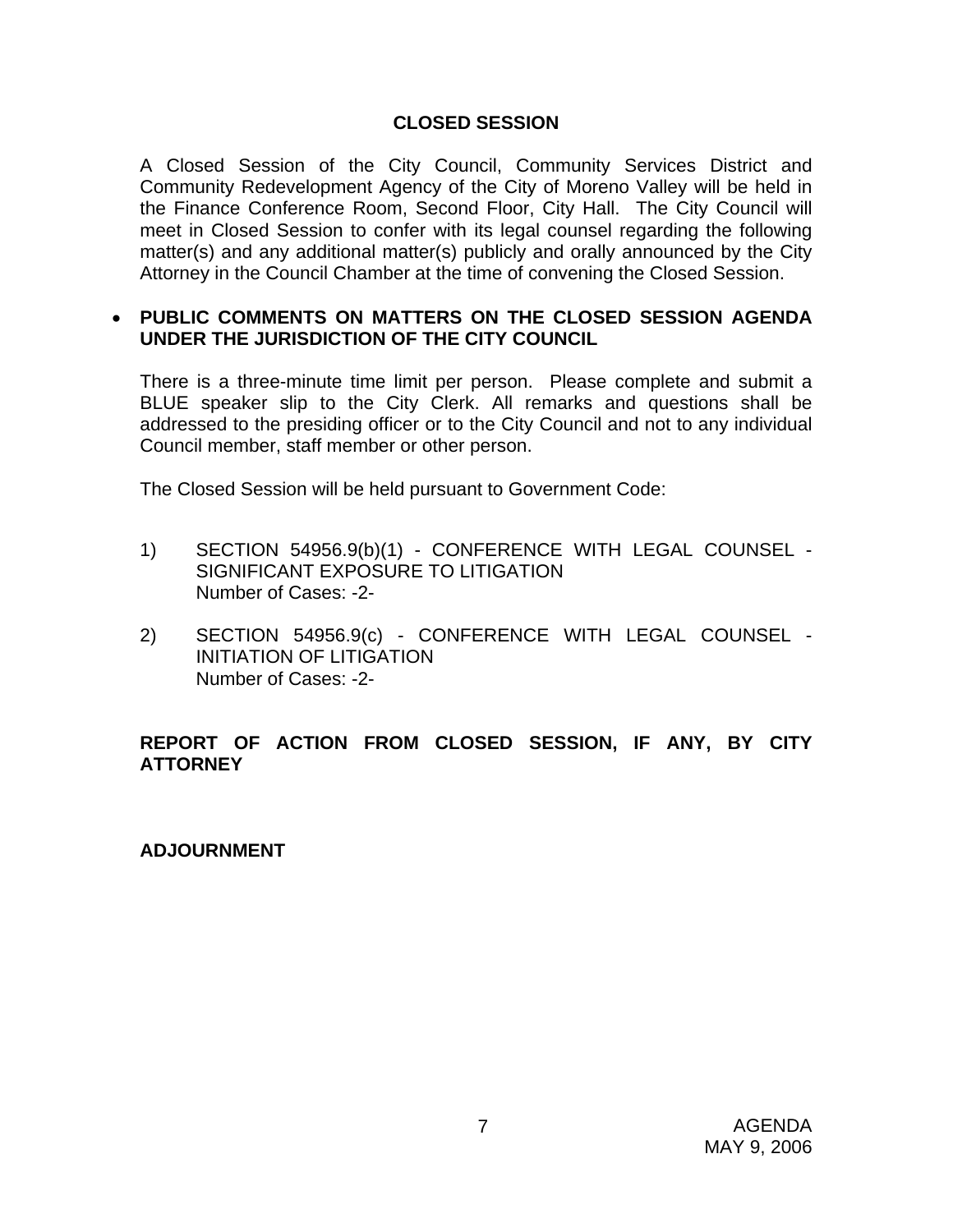## CLOSED SESSION

A Closed Session of the City Council, Community Services District and Community Redevelopment Agency of the City of Moreno Valley will be held in the Finance Conference Room, Second Floor, City Hall. The City Council will meet in Closed Session to confer with its legal counsel regarding the following matter(s) and any additional matter(s) publicly and orally announced by the City Attorney in the Council Chamber at the time of convening the Closed Session.

- **PUBLIC COMMENTS ON MATTERS ON THE CLOSED SESSION AGENDA UNDER THE JURISDICTION OF THE CITY COUNCIL**

  There is a three-minute time limit per person. Please complete and submit a BLUE speaker slip to the City Clerk. All remarks and questions shall be addressed to the presiding officer or to the City Council and not to any individual Council member, staff member or other person.

  The Closed Session will be held pursuant to Government Code:

1) SECTION 54956.9(b)(1) - CONFERENCE WITH LEGAL COUNSEL - SIGNIFICANT EXPOSURE TO LITIGATION
   Number of Cases: -2-

2) SECTION 54956.9(c) - CONFERENCE WITH LEGAL COUNSEL - INITIATION OF LITIGATION
   Number of Cases: -2-

**REPORT OF ACTION FROM CLOSED SESSION, IF ANY, BY CITY ATTORNEY**

**ADJOURNMENT**